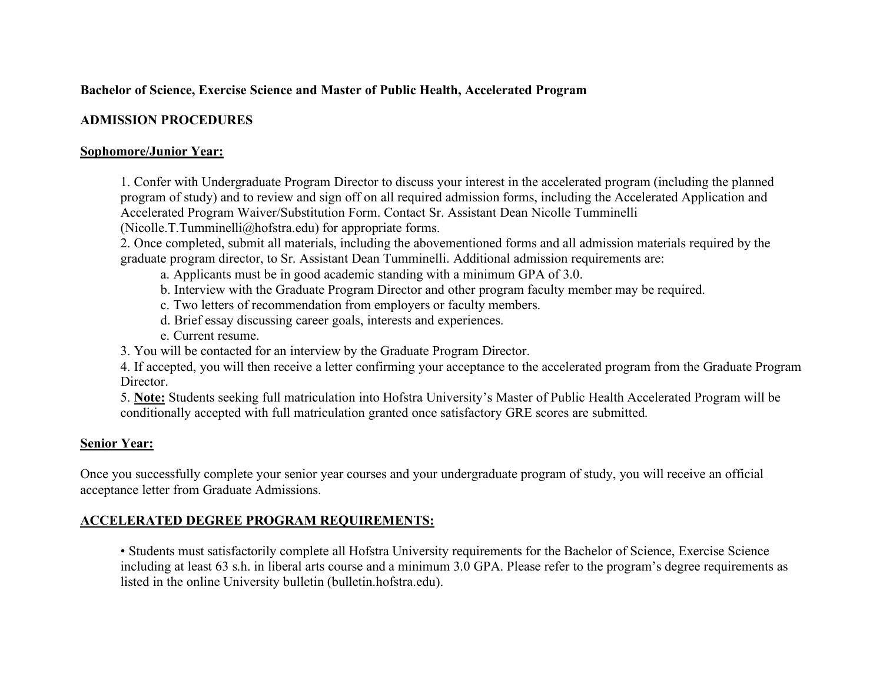**Bachelor of Science, Exercise Science and Master of Public Health, Accelerated Program**

**ADMISSION PROCEDURES**

**Sophomore/Junior Year:**

1. Confer with Undergraduate Program Director to discuss your interest in the accelerated program (including the planned program of study) and to review and sign off on all required admission forms, including the Accelerated Application and Accelerated Program Waiver/Substitution Form. Contact Sr. Assistant Dean Nicolle Tumminelli (Nicolle.T.Tumminelli@hofstra.edu) for appropriate forms.
2. Once completed, submit all materials, including the abovementioned forms and all admission materials required by the graduate program director, to Sr. Assistant Dean Tumminelli. Additional admission requirements are:
    a. Applicants must be in good academic standing with a minimum GPA of 3.0.
    b. Interview with the Graduate Program Director and other program faculty member may be required.
    c. Two letters of recommendation from employers or faculty members.
    d. Brief essay discussing career goals, interests and experiences.
    e. Current resume.
3. You will be contacted for an interview by the Graduate Program Director.
4. If accepted, you will then receive a letter confirming your acceptance to the accelerated program from the Graduate Program Director.
5. **Note:** Students seeking full matriculation into Hofstra University's Master of Public Health Accelerated Program will be conditionally accepted with full matriculation granted once satisfactory GRE scores are submitted.

**Senior Year:**

Once you successfully complete your senior year courses and your undergraduate program of study, you will receive an official acceptance letter from Graduate Admissions.

**ACCELERATED DEGREE PROGRAM REQUIREMENTS:**

- Students must satisfactorily complete all Hofstra University requirements for the Bachelor of Science, Exercise Science including at least 63 s.h. in liberal arts course and a minimum 3.0 GPA. Please refer to the program's degree requirements as listed in the online University bulletin (bulletin.hofstra.edu).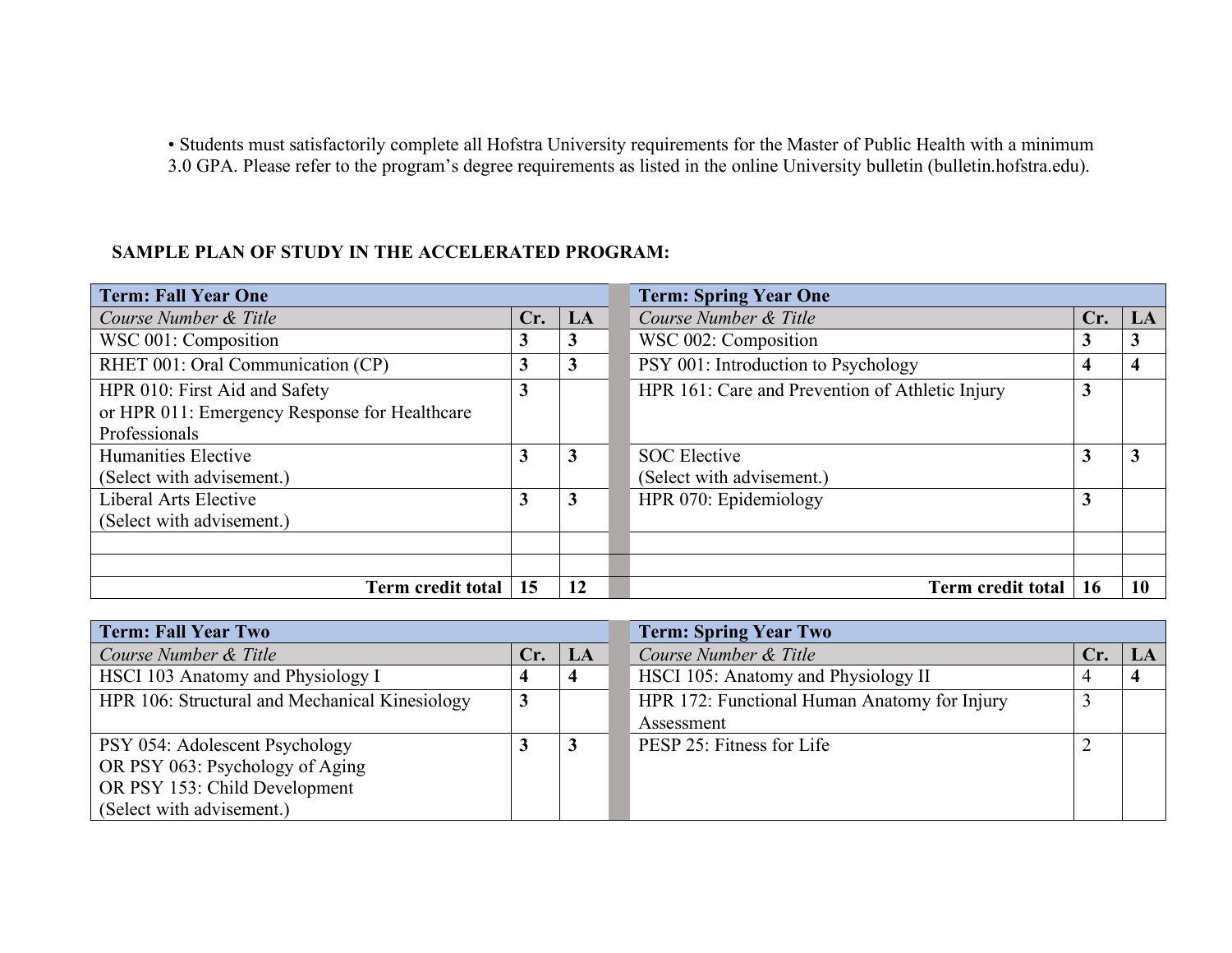• Students must satisfactorily complete all Hofstra University requirements for the Master of Public Health with a minimum 3.0 GPA. Please refer to the program's degree requirements as listed in the online University bulletin (bulletin.hofstra.edu).

**SAMPLE PLAN OF STUDY IN THE ACCELERATED PROGRAM:**

| **Term: Fall Year One** | | |
|---|---|---|
| *Course Number & Title* | **Cr.** | **LA** |
| WSC 001: Composition | 3 | 3 |
| RHET 001: Oral Communication (CP) | 3 | 3 |
| HPR 010: First Aid and Safety or HPR 011: Emergency Response for Healthcare Professionals | 3 | |
| Humanities Elective (Select with advisement.) | 3 | 3 |
| Liberal Arts Elective (Select with advisement.) | 3 | 3 |
| | | |
| | | |
| **Term credit total** | **15** | **12** |

| **Term: Spring Year One** | | |
|---|---|---|
| *Course Number & Title* | **Cr.** | **LA** |
| WSC 002: Composition | 3 | 3 |
| PSY 001: Introduction to Psychology | 4 | 4 |
| HPR 161: Care and Prevention of Athletic Injury | 3 | |
| SOC Elective (Select with advisement.) | 3 | 3 |
| HPR 070: Epidemiology | 3 | |
| | | |
| | | |
| **Term credit total** | **16** | **10** |

| **Term: Fall Year Two** | | |
|---|---|---|
| *Course Number & Title* | **Cr.** | **LA** |
| HSCI 103 Anatomy and Physiology I | 4 | 4 |
| HPR 106: Structural and Mechanical Kinesiology | 3 | |
| PSY 054: Adolescent Psychology OR PSY 063: Psychology of Aging OR PSY 153: Child Development (Select with advisement.) | 3 | 3 |

| **Term: Spring Year Two** | | |
|---|---|---|
| *Course Number & Title* | **Cr.** | **LA** |
| HSCI 105: Anatomy and Physiology II | 4 | 4 |
| HPR 172: Functional Human Anatomy for Injury Assessment | 3 | |
| PESP 25: Fitness for Life | 2 | |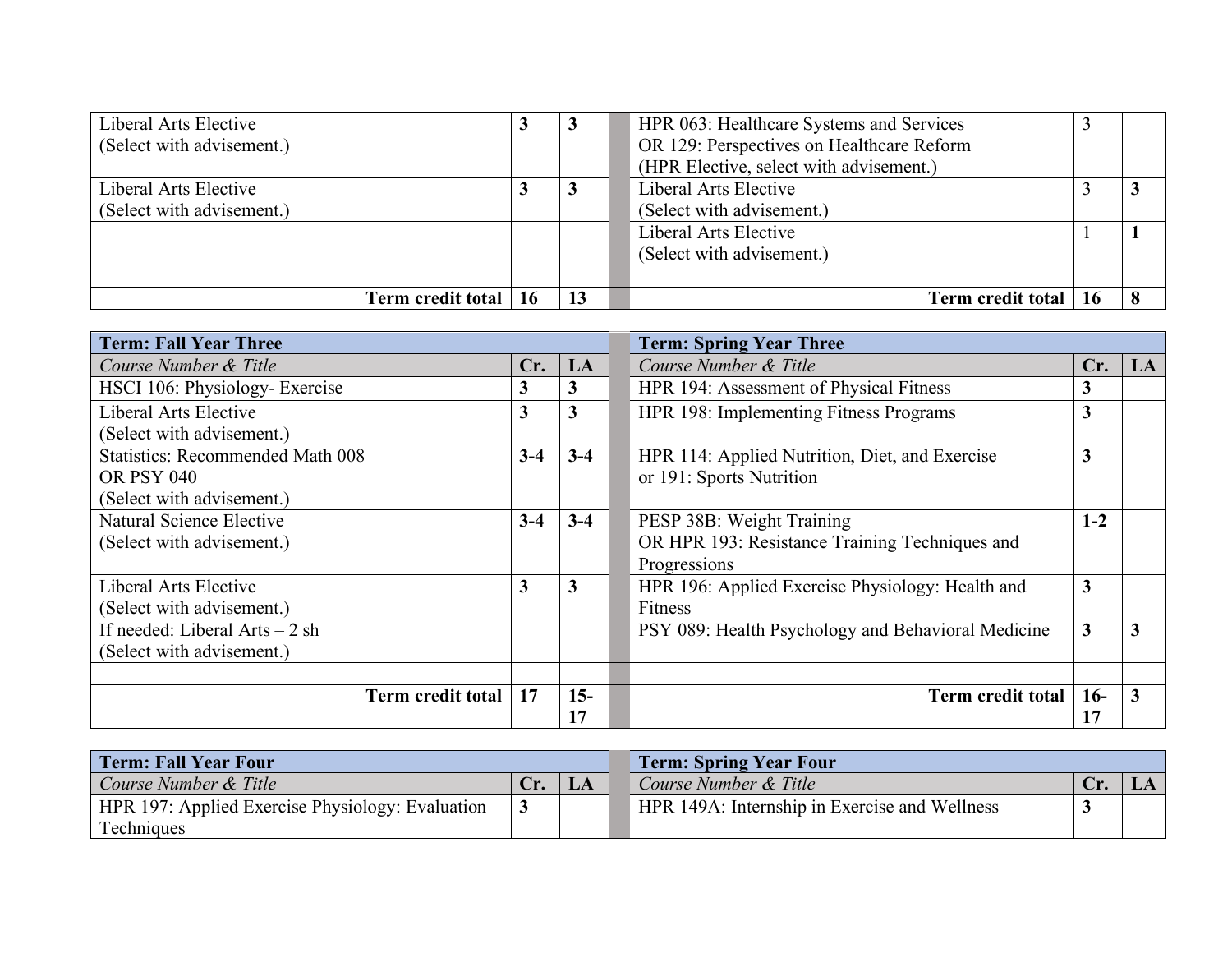| Course Number & Title | Cr. | LA | Course Number & Title | Cr. | LA |
|---|---|---|---|---|---|
| Liberal Arts Elective (Select with advisement.) | **3** | **3** | HPR 063: Healthcare Systems and Services OR 129: Perspectives on Healthcare Reform (HPR Elective, select with advisement.) | 3 | |
| Liberal Arts Elective (Select with advisement.) | **3** | **3** | Liberal Arts Elective (Select with advisement.) | 3 | **3** |
| | | | Liberal Arts Elective (Select with advisement.) | 1 | **1** |
| | | | | | |
| **Term credit total** | **16** | **13** | **Term credit total** | **16** | **8** |

| **Term: Fall Year Three** | | | **Term: Spring Year Three** | | |
|---|---|---|---|---|---|
| *Course Number & Title* | **Cr.** | **LA** | *Course Number & Title* | **Cr.** | **LA** |
| HSCI 106: Physiology- Exercise | **3** | **3** | HPR 194: Assessment of Physical Fitness | **3** | |
| Liberal Arts Elective (Select with advisement.) | **3** | **3** | HPR 198: Implementing Fitness Programs | **3** | |
| Statistics: Recommended Math 008 OR PSY 040 (Select with advisement.) | **3-4** | **3-4** | HPR 114: Applied Nutrition, Diet, and Exercise or 191: Sports Nutrition | **3** | |
| Natural Science Elective (Select with advisement.) | **3-4** | **3-4** | PESP 38B: Weight Training OR HPR 193: Resistance Training Techniques and Progressions | **1-2** | |
| Liberal Arts Elective (Select with advisement.) | **3** | **3** | HPR 196: Applied Exercise Physiology: Health and Fitness | **3** | |
| If needed: Liberal Arts – 2 sh (Select with advisement.) | | | PSY 089: Health Psychology and Behavioral Medicine | **3** | **3** |
| | | | | | |
| **Term credit total** | **17** | **15-17** | **Term credit total** | **16-17** | **3** |

| **Term: Fall Year Four** | | | **Term: Spring Year Four** | | |
|---|---|---|---|---|---|
| *Course Number & Title* | **Cr.** | **LA** | *Course Number & Title* | **Cr.** | **LA** |
| HPR 197: Applied Exercise Physiology: Evaluation Techniques | **3** | | HPR 149A: Internship in Exercise and Wellness | **3** | |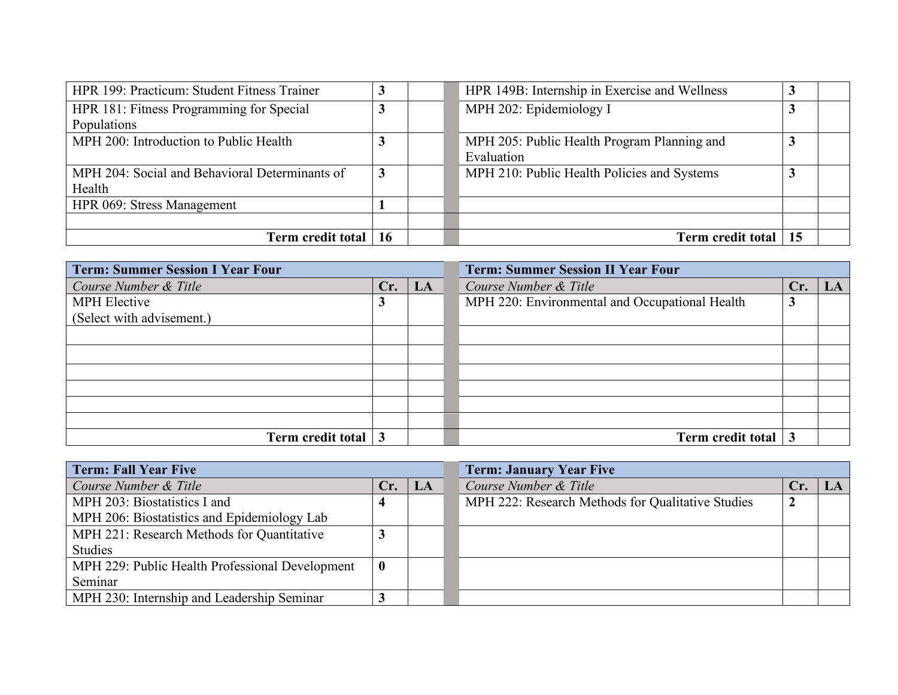| Course Number & Title | Cr. | LA |
|---|---|---|
| HPR 199: Practicum: Student Fitness Trainer | **3** | |
| HPR 181: Fitness Programming for Special Populations | **3** | |
| MPH 200: Introduction to Public Health | **3** | |
| MPH 204: Social and Behavioral Determinants of Health | **3** | |
| HPR 069: Stress Management | **1** | |
| | | |
| **Term credit total** | **16** | |

| Course Number & Title | Cr. | LA |
|---|---|---|
| HPR 149B: Internship in Exercise and Wellness | **3** | |
| MPH 202: Epidemiology I | **3** | |
| MPH 205: Public Health Program Planning and Evaluation | **3** | |
| MPH 210: Public Health Policies and Systems | **3** | |
| | | |
| | | |
| **Term credit total** | **15** | |

| **Term: Summer Session I Year Four** | | |
|---|---|---|
| *Course Number & Title* | **Cr.** | **LA** |
| MPH Elective (Select with advisement.) | **3** | |
| | | |
| | | |
| | | |
| | | |
| | | |
| | | |
| **Term credit total** | **3** | |

| **Term: Summer Session II Year Four** | | |
|---|---|---|
| *Course Number & Title* | **Cr.** | **LA** |
| MPH 220: Environmental and Occupational Health | **3** | |
| | | |
| | | |
| | | |
| | | |
| | | |
| | | |
| **Term credit total** | **3** | |

| **Term: Fall Year Five** | | |
|---|---|---|
| *Course Number & Title* | **Cr.** | **LA** |
| MPH 203: Biostatistics I and MPH 206: Biostatistics and Epidemiology Lab | **4** | |
| MPH 221: Research Methods for Quantitative Studies | **3** | |
| MPH 229: Public Health Professional Development Seminar | **0** | |
| MPH 230: Internship and Leadership Seminar | **3** | |

| **Term: January Year Five** | | |
|---|---|---|
| *Course Number & Title* | **Cr.** | **LA** |
| MPH 222: Research Methods for Qualitative Studies | **2** | |
| | | |
| | | |
| | | |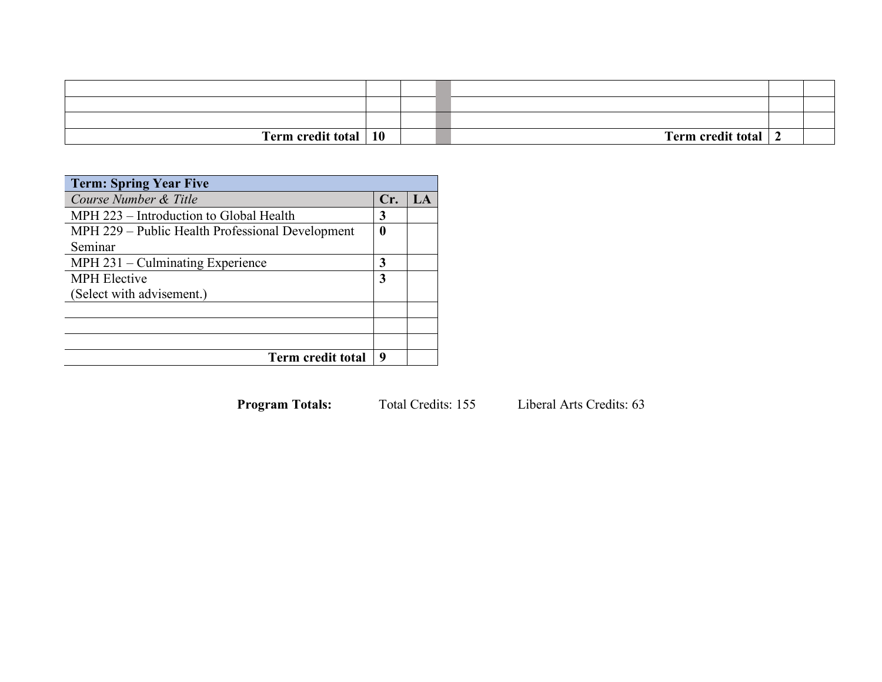| | | | | | | |
|---|---|---|---|---|---|---|
| | | | | | | |
| | | | | | | |
| | | | | | | |
| **Term credit total** | **10** | | | **Term credit total** | **2** | |

| **Term: Spring Year Five** | | |
|---|---|---|
| *Course Number & Title* | **Cr.** | **LA** |
| MPH 223 – Introduction to Global Health | **3** | |
| MPH 229 – Public Health Professional Development Seminar | **0** | |
| MPH 231 – Culminating Experience | **3** | |
| MPH Elective (Select with advisement.) | **3** | |
| | | |
| | | |
| | | |
| **Term credit total** | **9** | |

**Program Totals:** Total Credits: 155 Liberal Arts Credits: 63